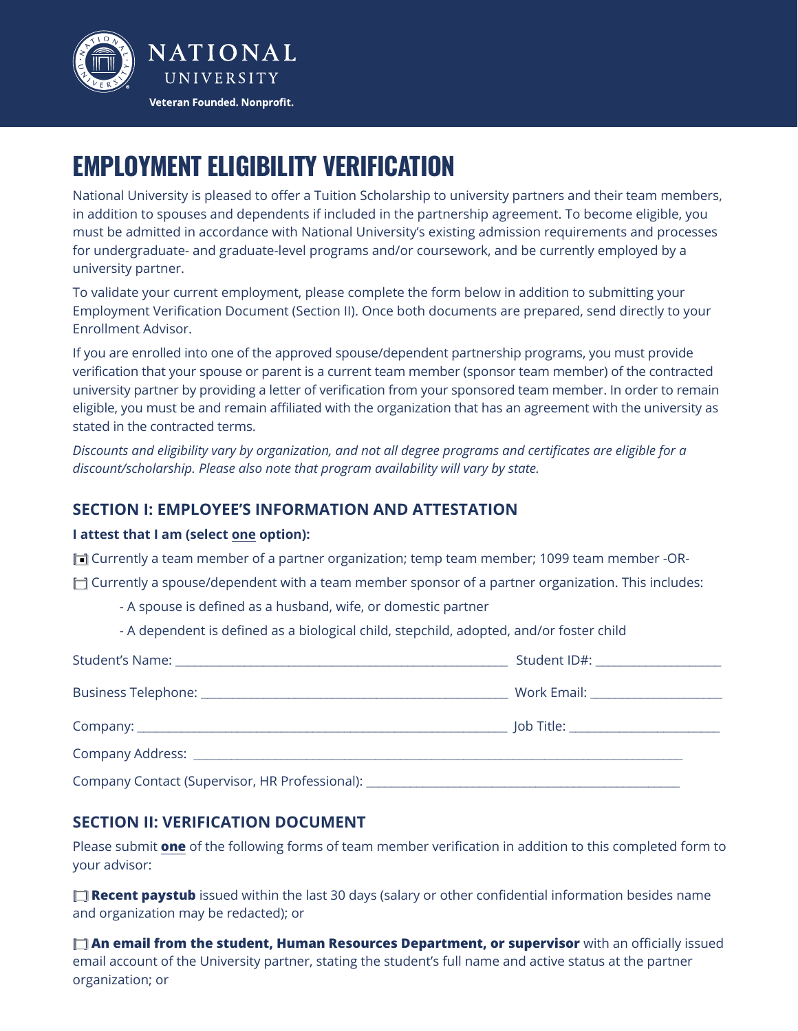NATIONAL UNIVERSITY

Veteran Founded. Nonprofit.

# EMPLOYMENT ELIGIBILITY VERIFICATION

National University is pleased to offer a Tuition Scholarship to university partners and their team members, in addition to spouses and dependents if included in the partnership agreement. To become eligible, you must be admitted in accordance with National University's existing admission requirements and processes for undergraduate- and graduate-level programs and/or coursework, and be currently employed by a university partner.

To validate your current employment, please complete the form below in addition to submitting your Employment Verification Document (Section II). Once both documents are prepared, send directly to your Enrollment Advisor.

If you are enrolled into one of the approved spouse/dependent partnership programs, you must provide verification that your spouse or parent is a current team member (sponsor team member) of the contracted university partner by providing a letter of verification from your sponsored team member. In order to remain eligible, you must be and remain affiliated with the organization that has an agreement with the university as stated in the contracted terms.

*Discounts and eligibility vary by organization, and not all degree programs and certificates are eligible for a discount/scholarship. Please also note that program availability will vary by state.*

## SECTION I: EMPLOYEE'S INFORMATION AND ATTESTATION

**I attest that I am (select one option):**

☒ Currently a team member of a partner organization; temp team member; 1099 team member -OR-

☐ Currently a spouse/dependent with a team member sponsor of a partner organization. This includes:

- A spouse is defined as a husband, wife, or domestic partner
- A dependent is defined as a biological child, stepchild, adopted, and/or foster child

Student's Name: ______________________ Student ID#: ______________

Business Telephone: ______________________ Work Email: ______________

Company: ______________________ Job Title: ______________

Company Address: ______________________

Company Contact (Supervisor, HR Professional): ______________________

## SECTION II: VERIFICATION DOCUMENT

Please submit **one** of the following forms of team member verification in addition to this completed form to your advisor:

☐ **Recent paystub** issued within the last 30 days (salary or other confidential information besides name and organization may be redacted); or

☐ **An email from the student, Human Resources Department, or supervisor** with an officially issued email account of the University partner, stating the student's full name and active status at the partner organization; or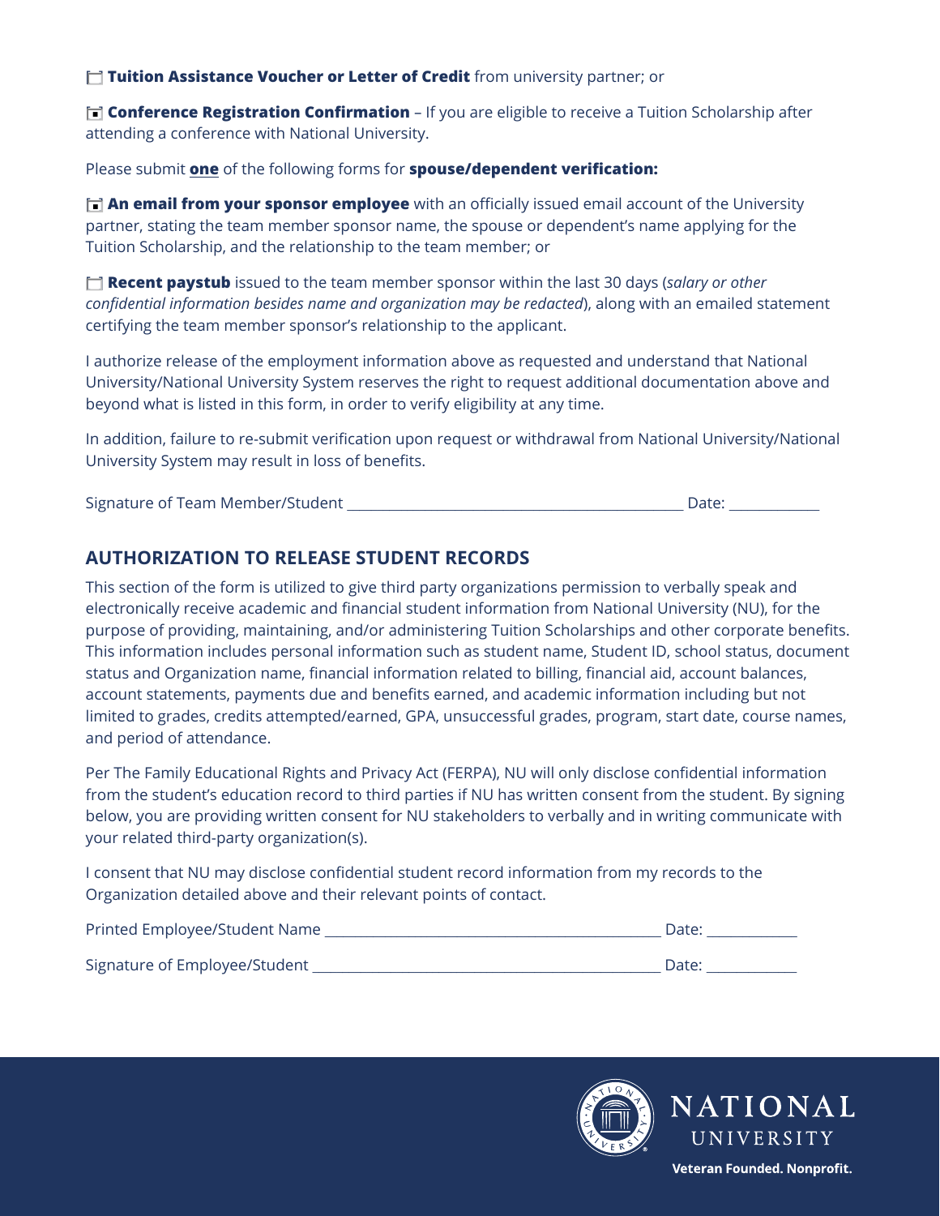☐ **Tuition Assistance Voucher or Letter of Credit** from university partner; or

☐ **Conference Registration Confirmation** – If you are eligible to receive a Tuition Scholarship after attending a conference with National University.

Please submit **one** of the following forms for **spouse/dependent verification:**

☐ **An email from your sponsor employee** with an officially issued email account of the University partner, stating the team member sponsor name, the spouse or dependent's name applying for the Tuition Scholarship, and the relationship to the team member; or

☐ **Recent paystub** issued to the team member sponsor within the last 30 days (*salary or other confidential information besides name and organization may be redacted*), along with an emailed statement certifying the team member sponsor's relationship to the applicant.

I authorize release of the employment information above as requested and understand that National University/National University System reserves the right to request additional documentation above and beyond what is listed in this form, in order to verify eligibility at any time.

In addition, failure to re-submit verification upon request or withdrawal from National University/National University System may result in loss of benefits.

Signature of Team Member/Student ____________________________________________ Date: ____________

## AUTHORIZATION TO RELEASE STUDENT RECORDS

This section of the form is utilized to give third party organizations permission to verbally speak and electronically receive academic and financial student information from National University (NU), for the purpose of providing, maintaining, and/or administering Tuition Scholarships and other corporate benefits. This information includes personal information such as student name, Student ID, school status, document status and Organization name, financial information related to billing, financial aid, account balances, account statements, payments due and benefits earned, and academic information including but not limited to grades, credits attempted/earned, GPA, unsuccessful grades, program, start date, course names, and period of attendance.

Per The Family Educational Rights and Privacy Act (FERPA), NU will only disclose confidential information from the student's education record to third parties if NU has written consent from the student. By signing below, you are providing written consent for NU stakeholders to verbally and in writing communicate with your related third-party organization(s).

I consent that NU may disclose confidential student record information from my records to the Organization detailed above and their relevant points of contact.

Printed Employee/Student Name ____________________________________________ Date: ____________

Signature of Employee/Student ______________________________________________ Date: ____________

NATIONAL UNIVERSITY

Veteran Founded. Nonprofit.